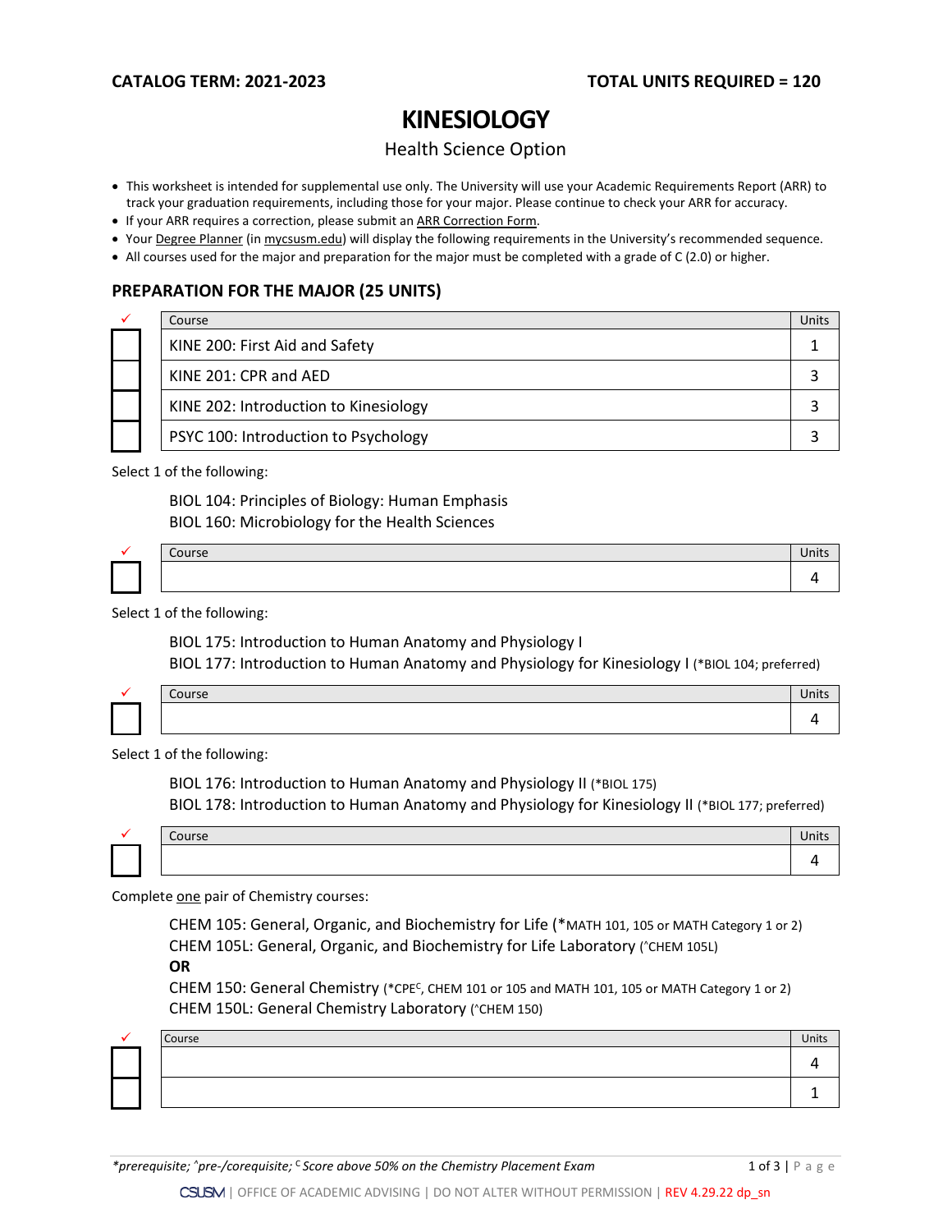**CATALOG TERM: 2021-2023** **TOTAL UNITS REQUIRED = 120**

# KINESIOLOGY

## Health Science Option

- This worksheet is intended for supplemental use only. The University will use your Academic Requirements Report (ARR) to track your graduation requirements, including those for your major. Please continue to check your ARR for accuracy.
- If your ARR requires a correction, please submit an ARR Correction Form.
- Your Degree Planner (in mycsusm.edu) will display the following requirements in the University's recommended sequence.
- All courses used for the major and preparation for the major must be completed with a grade of C (2.0) or higher.

### PREPARATION FOR THE MAJOR (25 UNITS)

| ✓ | Course | Units |
|---|---|---|
| ☐ | KINE 200: First Aid and Safety | 1 |
| ☐ | KINE 201: CPR and AED | 3 |
| ☐ | KINE 202: Introduction to Kinesiology | 3 |
| ☐ | PSYC 100: Introduction to Psychology | 3 |

Select 1 of the following:

BIOL 104: Principles of Biology: Human Emphasis
BIOL 160: Microbiology for the Health Sciences

| ✓ | Course | Units |
|---|---|---|
| ☐ | | 4 |

Select 1 of the following:

BIOL 175: Introduction to Human Anatomy and Physiology I
BIOL 177: Introduction to Human Anatomy and Physiology for Kinesiology I (*BIOL 104; preferred)

| ✓ | Course | Units |
|---|---|---|
| ☐ | | 4 |

Select 1 of the following:

BIOL 176: Introduction to Human Anatomy and Physiology II (*BIOL 175)
BIOL 178: Introduction to Human Anatomy and Physiology for Kinesiology II (*BIOL 177; preferred)

| ✓ | Course | Units |
|---|---|---|
| ☐ | | 4 |

Complete one pair of Chemistry courses:

CHEM 105: General, Organic, and Biochemistry for Life (*MATH 101, 105 or MATH Category 1 or 2)
CHEM 105L: General, Organic, and Biochemistry for Life Laboratory (^CHEM 105L)
**OR**
CHEM 150: General Chemistry (*CPE[C], CHEM 101 or 105 and MATH 101, 105 or MATH Category 1 or 2)
CHEM 150L: General Chemistry Laboratory (^CHEM 150)

| ✓ | Course | Units |
|---|---|---|
| ☐ | | 4 |
| ☐ | | 1 |

*prerequisite; ^pre-/corequisite; [C] Score above 50% on the Chemistry Placement Exam

CSUSM | OFFICE OF ACADEMIC ADVISING | DO NOT ALTER WITHOUT PERMISSION | REV 4.29.22 dp_sn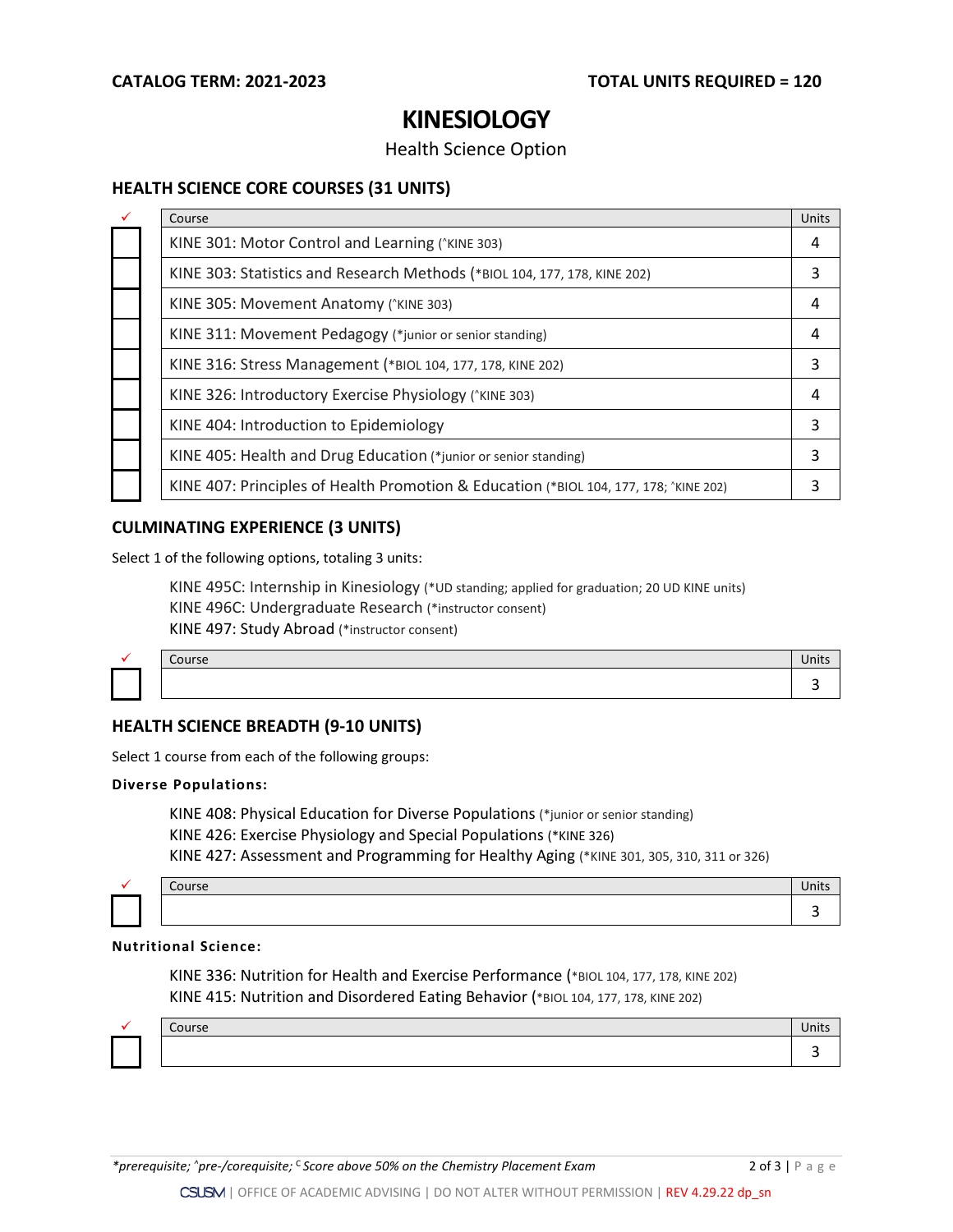**CATALOG TERM: 2021-2023** | **TOTAL UNITS REQUIRED = 120**

# KINESIOLOGY

Health Science Option

## HEALTH SCIENCE CORE COURSES (31 UNITS)

| ✓ | Course | Units |
|---|---|---|
| ☐ | KINE 301: Motor Control and Learning (^KINE 303) | 4 |
| ☐ | KINE 303: Statistics and Research Methods (*BIOL 104, 177, 178, KINE 202) | 3 |
| ☐ | KINE 305: Movement Anatomy (^KINE 303) | 4 |
| ☐ | KINE 311: Movement Pedagogy (*junior or senior standing) | 4 |
| ☐ | KINE 316: Stress Management (*BIOL 104, 177, 178, KINE 202) | 3 |
| ☐ | KINE 326: Introductory Exercise Physiology (^KINE 303) | 4 |
| ☐ | KINE 404: Introduction to Epidemiology | 3 |
| ☐ | KINE 405: Health and Drug Education (*junior or senior standing) | 3 |
| ☐ | KINE 407: Principles of Health Promotion & Education (*BIOL 104, 177, 178; ^KINE 202) | 3 |

## CULMINATING EXPERIENCE (3 UNITS)

Select 1 of the following options, totaling 3 units:

- KINE 495C: Internship in Kinesiology (*UD standing; applied for graduation; 20 UD KINE units)
- KINE 496C: Undergraduate Research (*instructor consent)
- KINE 497: Study Abroad (*instructor consent)

| ✓ | Course | Units |
|---|---|---|
| ☐ | | 3 |

## HEALTH SCIENCE BREADTH (9-10 UNITS)

Select 1 course from each of the following groups:

**Diverse Populations:**

- KINE 408: Physical Education for Diverse Populations (*junior or senior standing)
- KINE 426: Exercise Physiology and Special Populations (*KINE 326)
- KINE 427: Assessment and Programming for Healthy Aging (*KINE 301, 305, 310, 311 or 326)

| ✓ | Course | Units |
|---|---|---|
| ☐ | | 3 |

**Nutritional Science:**

- KINE 336: Nutrition for Health and Exercise Performance (*BIOL 104, 177, 178, KINE 202)
- KINE 415: Nutrition and Disordered Eating Behavior (*BIOL 104, 177, 178, KINE 202)

| ✓ | Course | Units |
|---|---|---|
| ☐ | | 3 |

*\*prerequisite; ^pre-/corequisite; [C] Score above 50% on the Chemistry Placement Exam*

CSUSM | OFFICE OF ACADEMIC ADVISING | DO NOT ALTER WITHOUT PERMISSION | REV 4.29.22 dp_sn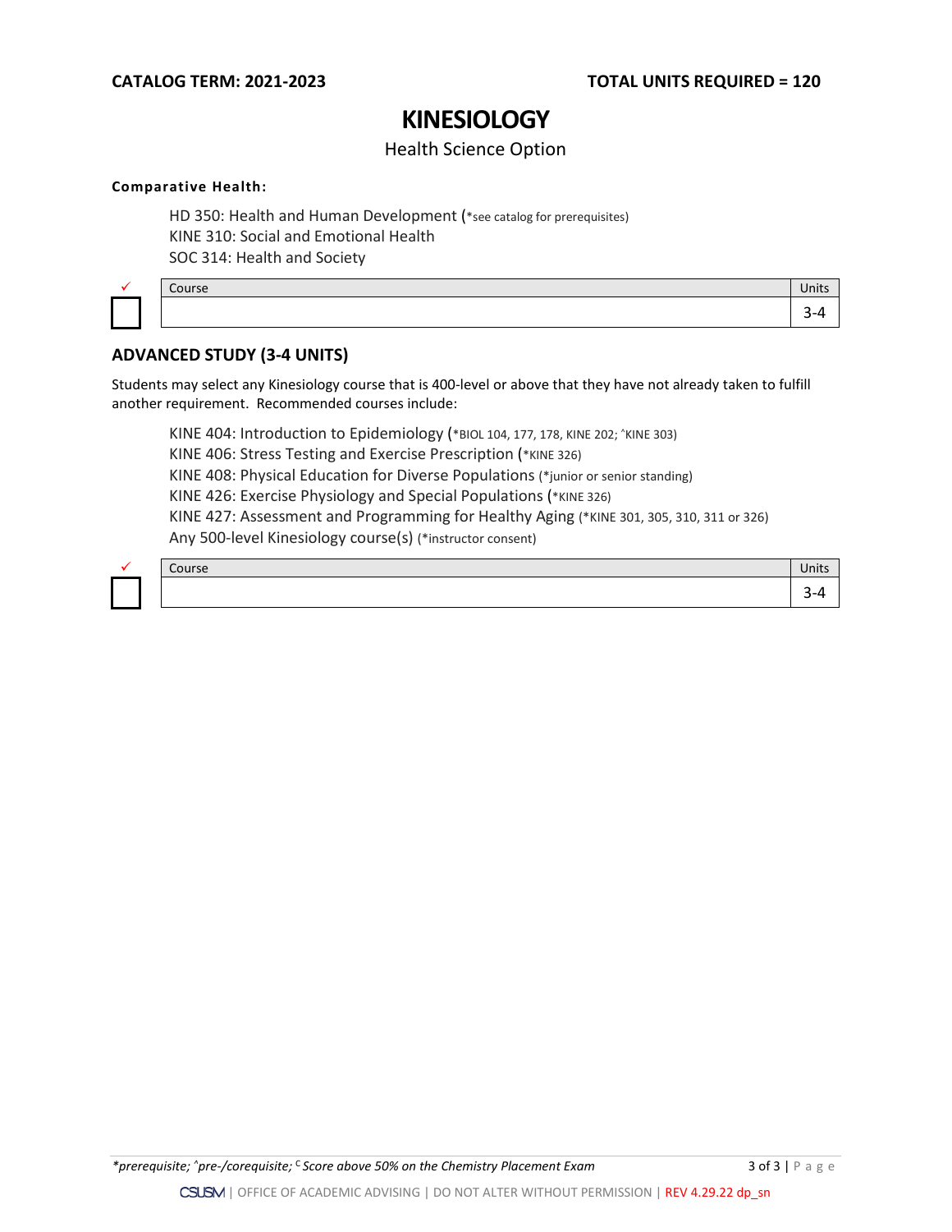CATALOG TERM: 2021-2023 TOTAL UNITS REQUIRED = 120

# KINESIOLOGY

Health Science Option

**Comparative Health:**

HD 350: Health and Human Development (*see catalog for prerequisites)
KINE 310: Social and Emotional Health
SOC 314: Health and Society

| ✓ | Course | Units |
|---|---|---|
| ☐ | | 3-4 |

## ADVANCED STUDY (3-4 UNITS)

Students may select any Kinesiology course that is 400-level or above that they have not already taken to fulfill another requirement. Recommended courses include:

KINE 404: Introduction to Epidemiology (*BIOL 104, 177, 178, KINE 202; ^KINE 303)
KINE 406: Stress Testing and Exercise Prescription (*KINE 326)
KINE 408: Physical Education for Diverse Populations (*junior or senior standing)
KINE 426: Exercise Physiology and Special Populations (*KINE 326)
KINE 427: Assessment and Programming for Healthy Aging (*KINE 301, 305, 310, 311 or 326)
Any 500-level Kinesiology course(s) (*instructor consent)

| ✓ | Course | Units |
|---|---|---|
| ☐ | | 3-4 |

*prerequisite; ^pre-/corequisite; [C] Score above 50% on the Chemistry Placement Exam

CSUSM | OFFICE OF ACADEMIC ADVISING | DO NOT ALTER WITHOUT PERMISSION | REV 4.29.22 dp_sn